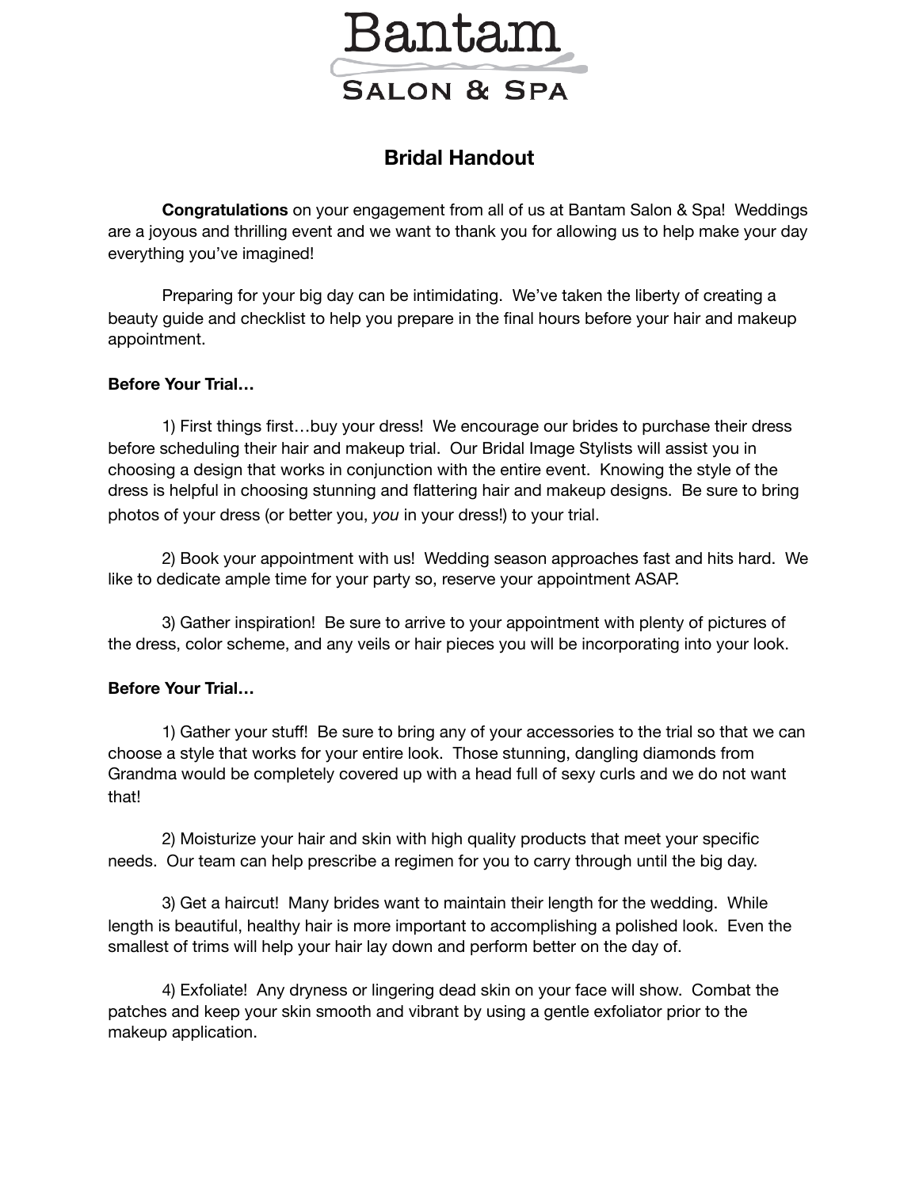# Bantam

## SALON & SPA

## Bridal Handout

**Congratulations** on your engagement from all of us at Bantam Salon & Spa! Weddings are a joyous and thrilling event and we want to thank you for allowing us to help make your day everything you've imagined!

Preparing for your big day can be intimidating. We've taken the liberty of creating a beauty guide and checklist to help you prepare in the final hours before your hair and makeup appointment.

**Before Your Trial…**

1) First things first…buy your dress! We encourage our brides to purchase their dress before scheduling their hair and makeup trial. Our Bridal Image Stylists will assist you in choosing a design that works in conjunction with the entire event. Knowing the style of the dress is helpful in choosing stunning and flattering hair and makeup designs. Be sure to bring photos of your dress (or better you, *you* in your dress!) to your trial.

2) Book your appointment with us! Wedding season approaches fast and hits hard. We like to dedicate ample time for your party so, reserve your appointment ASAP.

3) Gather inspiration! Be sure to arrive to your appointment with plenty of pictures of the dress, color scheme, and any veils or hair pieces you will be incorporating into your look.

**Before Your Trial…**

1) Gather your stuff! Be sure to bring any of your accessories to the trial so that we can choose a style that works for your entire look. Those stunning, dangling diamonds from Grandma would be completely covered up with a head full of sexy curls and we do not want that!

2) Moisturize your hair and skin with high quality products that meet your specific needs. Our team can help prescribe a regimen for you to carry through until the big day.

3) Get a haircut! Many brides want to maintain their length for the wedding. While length is beautiful, healthy hair is more important to accomplishing a polished look. Even the smallest of trims will help your hair lay down and perform better on the day of.

4) Exfoliate! Any dryness or lingering dead skin on your face will show. Combat the patches and keep your skin smooth and vibrant by using a gentle exfoliator prior to the makeup application.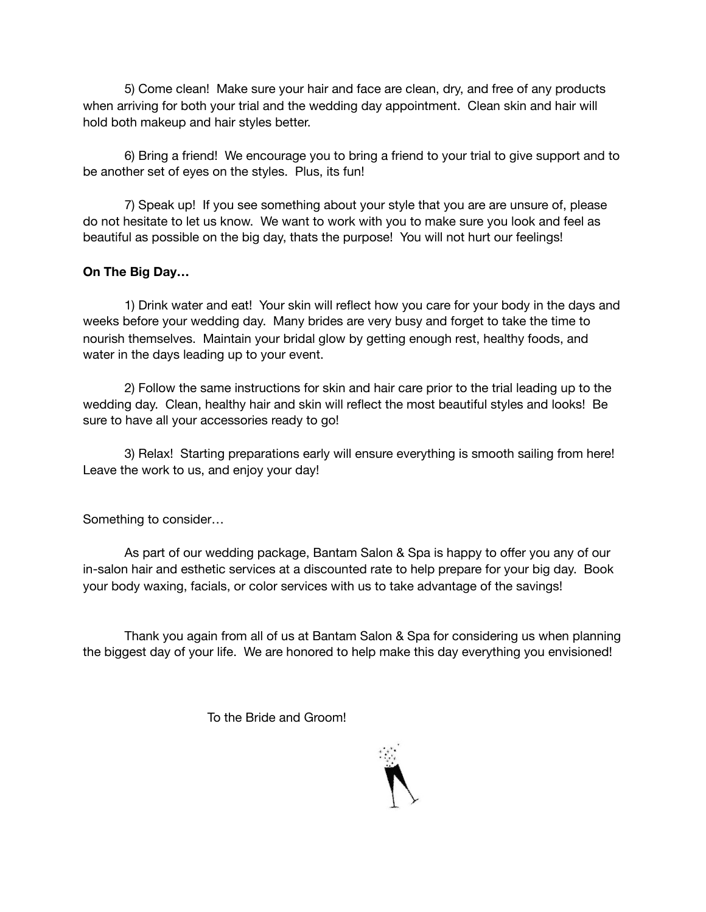5) Come clean! Make sure your hair and face are clean, dry, and free of any products when arriving for both your trial and the wedding day appointment. Clean skin and hair will hold both makeup and hair styles better.

6) Bring a friend! We encourage you to bring a friend to your trial to give support and to be another set of eyes on the styles. Plus, its fun!

7) Speak up! If you see something about your style that you are are unsure of, please do not hesitate to let us know. We want to work with you to make sure you look and feel as beautiful as possible on the big day, thats the purpose! You will not hurt our feelings!

**On The Big Day…**

1) Drink water and eat! Your skin will reflect how you care for your body in the days and weeks before your wedding day. Many brides are very busy and forget to take the time to nourish themselves. Maintain your bridal glow by getting enough rest, healthy foods, and water in the days leading up to your event.

2) Follow the same instructions for skin and hair care prior to the trial leading up to the wedding day. Clean, healthy hair and skin will reflect the most beautiful styles and looks! Be sure to have all your accessories ready to go!

3) Relax! Starting preparations early will ensure everything is smooth sailing from here! Leave the work to us, and enjoy your day!

Something to consider…

As part of our wedding package, Bantam Salon & Spa is happy to offer you any of our in-salon hair and esthetic services at a discounted rate to help prepare for your big day. Book your body waxing, facials, or color services with us to take advantage of the savings!

Thank you again from all of us at Bantam Salon & Spa for considering us when planning the biggest day of your life. We are honored to help make this day everything you envisioned!

To the Bride and Groom!